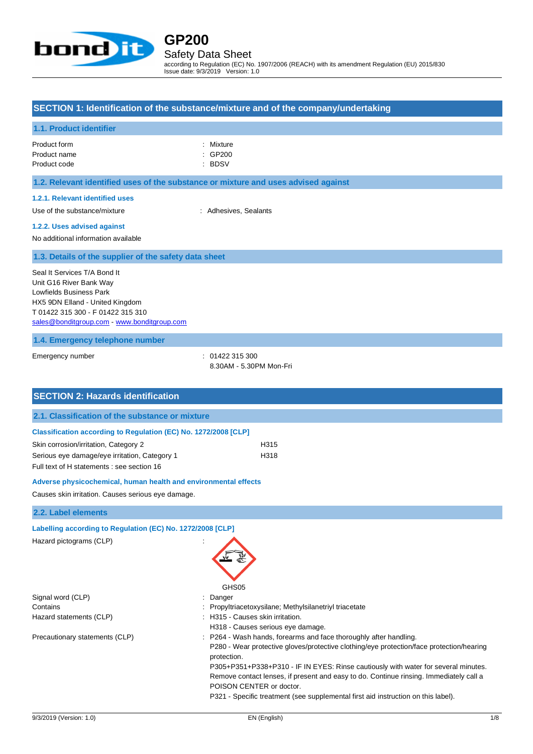# GP200

## Safety Data Sheet

according to Regulation (EC) No. 1907/2006 (REACH) with its amendment Regulation (EU) 2015/830
Issue date: 9/3/2019 Version: 1.0

## SECTION 1: Identification of the substance/mixture and of the company/undertaking

### 1.1. Product identifier

| | |
|---|---|
| Product form | : Mixture |
| Product name | : GP200 |
| Product code | : BDSV |

### 1.2. Relevant identified uses of the substance or mixture and uses advised against

#### 1.2.1. Relevant identified uses

Use of the substance/mixture : Adhesives, Sealants

#### 1.2.2. Uses advised against

No additional information available

### 1.3. Details of the supplier of the safety data sheet

Seal It Services T/A Bond It
Unit G16 River Bank Way
Lowfields Business Park
HX5 9DN Elland - United Kingdom
T 01422 315 300 - F 01422 315 310
sales@bonditgroup.com - www.bonditgroup.com

### 1.4. Emergency telephone number

Emergency number : 01422 315 300
8.30AM - 5.30PM Mon-Fri

## SECTION 2: Hazards identification

### 2.1. Classification of the substance or mixture

**Classification according to Regulation (EC) No. 1272/2008 [CLP]**

| | |
|---|---|
| Skin corrosion/irritation, Category 2 | H315 |
| Serious eye damage/eye irritation, Category 1 | H318 |

Full text of H statements : see section 16

**Adverse physicochemical, human health and environmental effects**

Causes skin irritation. Causes serious eye damage.

### 2.2. Label elements

**Labelling according to Regulation (EC) No. 1272/2008 [CLP]**

Hazard pictograms (CLP) :

GHS05

| | |
|---|---|
| Signal word (CLP) | : Danger |
| Contains | : Propyltriacetoxysilane; Methylsilanetriyl triacetate |
| Hazard statements (CLP) | : H315 - Causes skin irritation.<br>H318 - Causes serious eye damage. |
| Precautionary statements (CLP) | : P264 - Wash hands, forearms and face thoroughly after handling.<br>P280 - Wear protective gloves/protective clothing/eye protection/face protection/hearing protection.<br>P305+P351+P338+P310 - IF IN EYES: Rinse cautiously with water for several minutes. Remove contact lenses, if present and easy to do. Continue rinsing. Immediately call a POISON CENTER or doctor.<br>P321 - Specific treatment (see supplemental first aid instruction on this label). |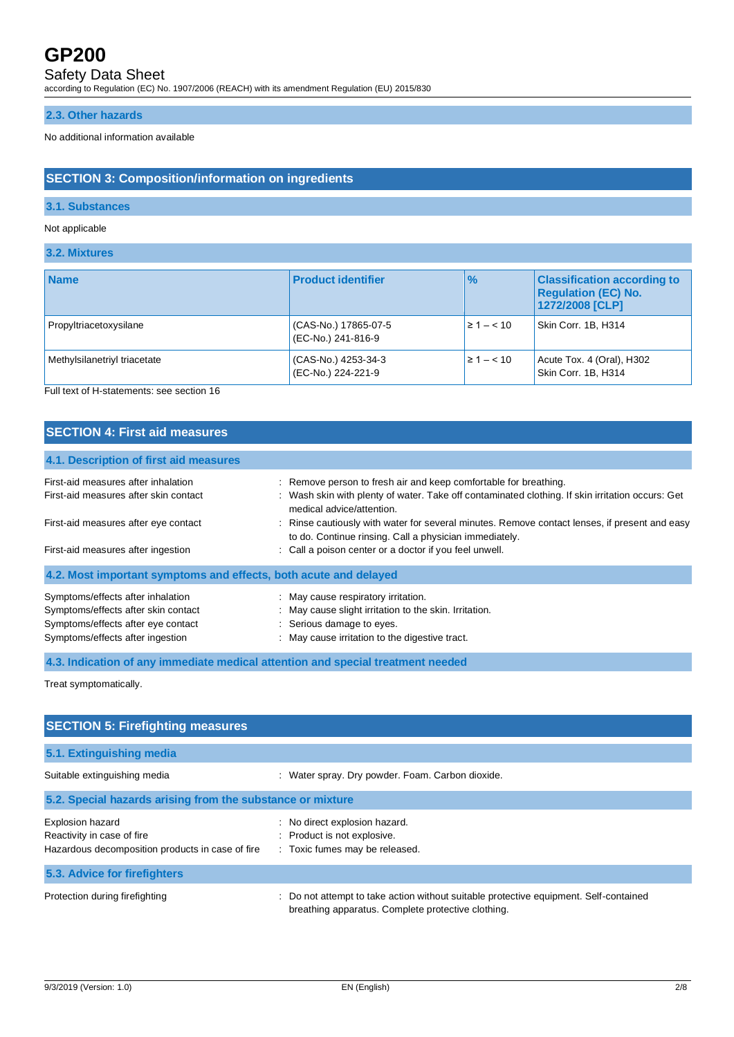### 2.3. Other hazards

No additional information available

## SECTION 3: Composition/information on ingredients

### 3.1. Substances

Not applicable

### 3.2. Mixtures

| Name | Product identifier | % | Classification according to Regulation (EC) No. 1272/2008 [CLP] |
|---|---|---|---|
| Propyltriacetoxysilane | (CAS-No.) 17865-07-5<br>(EC-No.) 241-816-9 | ≥ 1 – < 10 | Skin Corr. 1B, H314 |
| Methylsilanetriyl triacetate | (CAS-No.) 4253-34-3<br>(EC-No.) 224-221-9 | ≥ 1 – < 10 | Acute Tox. 4 (Oral), H302<br>Skin Corr. 1B, H314 |

Full text of H-statements: see section 16

## SECTION 4: First aid measures

### 4.1. Description of first aid measures

First-aid measures after inhalation : Remove person to fresh air and keep comfortable for breathing.

First-aid measures after skin contact : Wash skin with plenty of water. Take off contaminated clothing. If skin irritation occurs: Get medical advice/attention.

First-aid measures after eye contact : Rinse cautiously with water for several minutes. Remove contact lenses, if present and easy to do. Continue rinsing. Call a physician immediately.

First-aid measures after ingestion : Call a poison center or a doctor if you feel unwell.

### 4.2. Most important symptoms and effects, both acute and delayed

Symptoms/effects after inhalation : May cause respiratory irritation.

Symptoms/effects after skin contact : May cause slight irritation to the skin. Irritation.

Symptoms/effects after eye contact : Serious damage to eyes.

Symptoms/effects after ingestion : May cause irritation to the digestive tract.

### 4.3. Indication of any immediate medical attention and special treatment needed

Treat symptomatically.

## SECTION 5: Firefighting measures

### 5.1. Extinguishing media

Suitable extinguishing media : Water spray. Dry powder. Foam. Carbon dioxide.

### 5.2. Special hazards arising from the substance or mixture

Explosion hazard : No direct explosion hazard.

Reactivity in case of fire : Product is not explosive.

Hazardous decomposition products in case of fire : Toxic fumes may be released.

### 5.3. Advice for firefighters

Protection during firefighting : Do not attempt to take action without suitable protective equipment. Self-contained breathing apparatus. Complete protective clothing.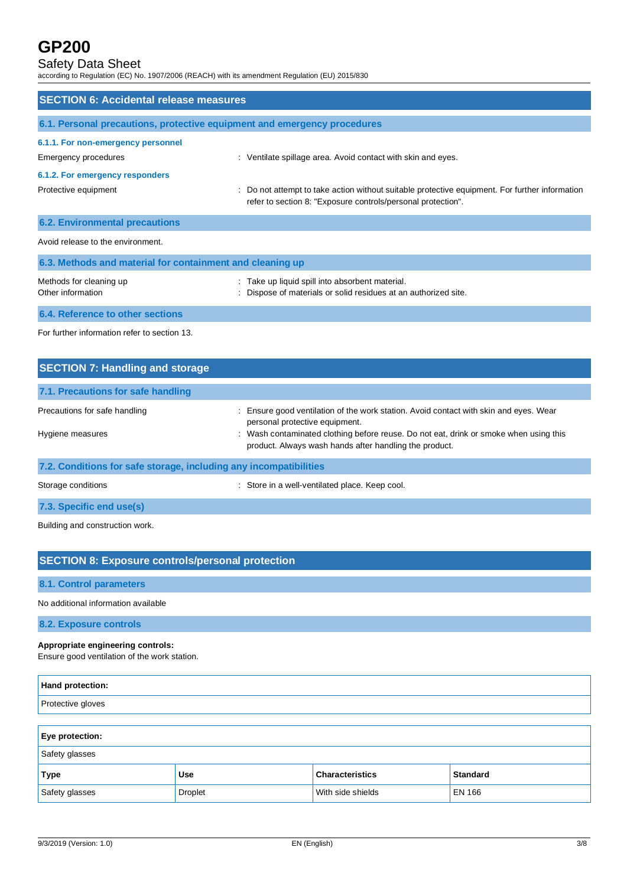## SECTION 6: Accidental release measures

### 6.1. Personal precautions, protective equipment and emergency procedures

#### 6.1.1. For non-emergency personnel

Emergency procedures : Ventilate spillage area. Avoid contact with skin and eyes.

#### 6.1.2. For emergency responders

Protective equipment : Do not attempt to take action without suitable protective equipment. For further information refer to section 8: "Exposure controls/personal protection".

### 6.2. Environmental precautions

Avoid release to the environment.

### 6.3. Methods and material for containment and cleaning up

Methods for cleaning up : Take up liquid spill into absorbent material.

Other information : Dispose of materials or solid residues at an authorized site.

### 6.4. Reference to other sections

For further information refer to section 13.

## SECTION 7: Handling and storage

### 7.1. Precautions for safe handling

Precautions for safe handling : Ensure good ventilation of the work station. Avoid contact with skin and eyes. Wear personal protective equipment.

Hygiene measures : Wash contaminated clothing before reuse. Do not eat, drink or smoke when using this product. Always wash hands after handling the product.

### 7.2. Conditions for safe storage, including any incompatibilities

Storage conditions : Store in a well-ventilated place. Keep cool.

### 7.3. Specific end use(s)

Building and construction work.

## SECTION 8: Exposure controls/personal protection

### 8.1. Control parameters

No additional information available

### 8.2. Exposure controls

**Appropriate engineering controls:**
Ensure good ventilation of the work station.

| Hand protection: |
|---|
| Protective gloves |

**Eye protection:**

Safety glasses

| Type | Use | Characteristics | Standard |
|---|---|---|---|
| Safety glasses | Droplet | With side shields | EN 166 |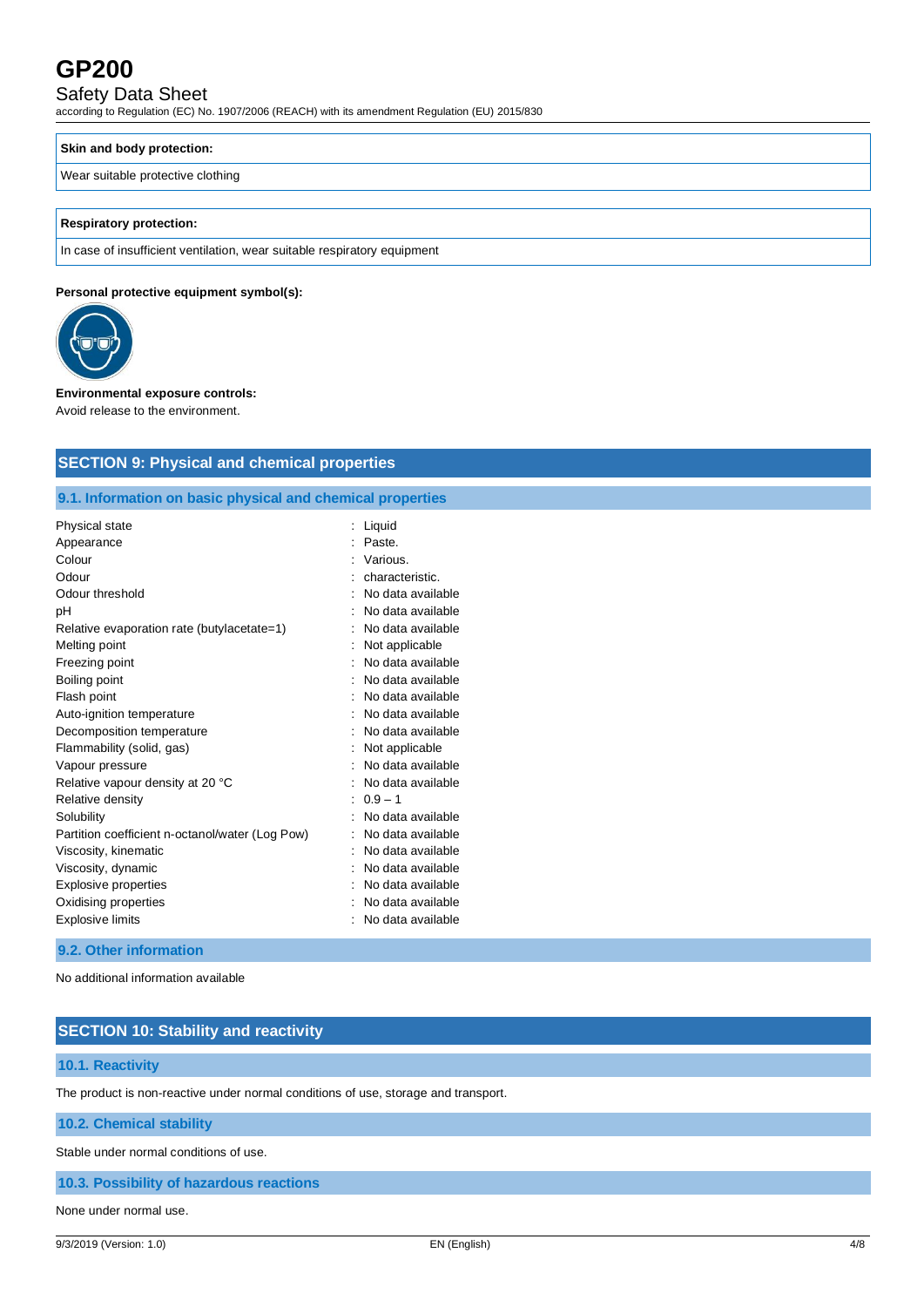| Skin and body protection: |
| --- |
| Wear suitable protective clothing |

| Respiratory protection: |
| --- |
| In case of insufficient ventilation, wear suitable respiratory equipment |

**Personal protective equipment symbol(s):**

**Environmental exposure controls:**

Avoid release to the environment.

## SECTION 9: Physical and chemical properties

### 9.1. Information on basic physical and chemical properties

| | |
| --- | --- |
| Physical state | : Liquid |
| Appearance | : Paste. |
| Colour | : Various. |
| Odour | : characteristic. |
| Odour threshold | : No data available |
| pH | : No data available |
| Relative evaporation rate (butylacetate=1) | : No data available |
| Melting point | : Not applicable |
| Freezing point | : No data available |
| Boiling point | : No data available |
| Flash point | : No data available |
| Auto-ignition temperature | : No data available |
| Decomposition temperature | : No data available |
| Flammability (solid, gas) | : Not applicable |
| Vapour pressure | : No data available |
| Relative vapour density at 20 °C | : No data available |
| Relative density | : 0.9 – 1 |
| Solubility | : No data available |
| Partition coefficient n-octanol/water (Log Pow) | : No data available |
| Viscosity, kinematic | : No data available |
| Viscosity, dynamic | : No data available |
| Explosive properties | : No data available |
| Oxidising properties | : No data available |
| Explosive limits | : No data available |

### 9.2. Other information

No additional information available

## SECTION 10: Stability and reactivity

### 10.1. Reactivity

The product is non-reactive under normal conditions of use, storage and transport.

### 10.2. Chemical stability

Stable under normal conditions of use.

### 10.3. Possibility of hazardous reactions

None under normal use.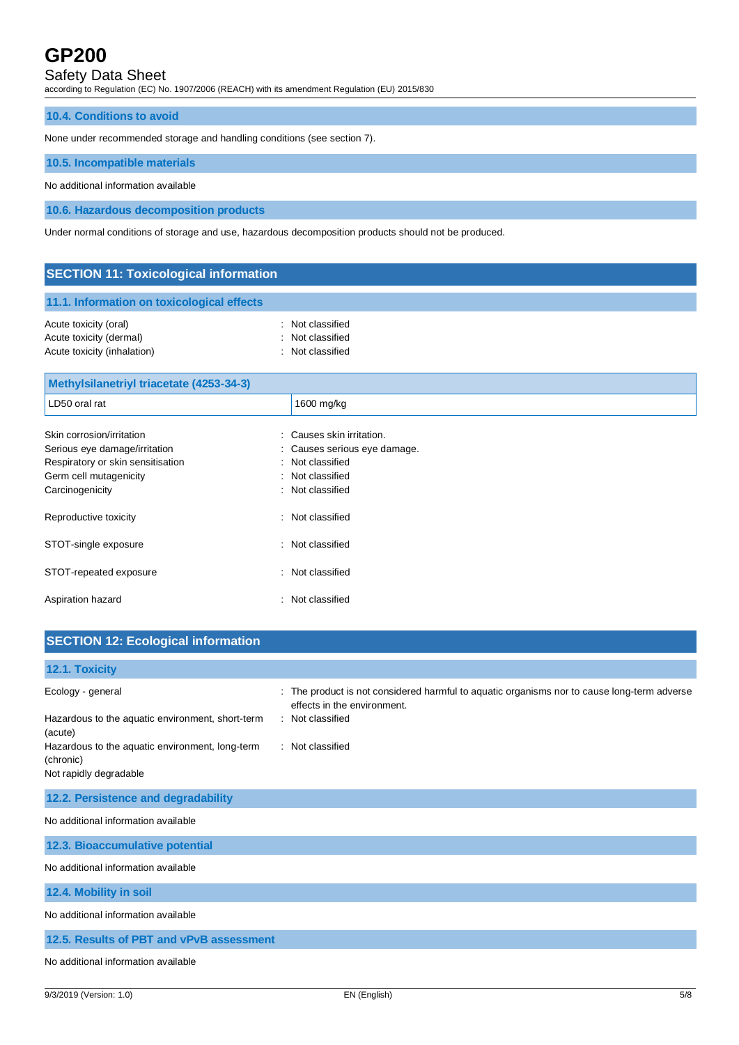### 10.4. Conditions to avoid

None under recommended storage and handling conditions (see section 7).

### 10.5. Incompatible materials

No additional information available

### 10.6. Hazardous decomposition products

Under normal conditions of storage and use, hazardous decomposition products should not be produced.

## SECTION 11: Toxicological information

### 11.1. Information on toxicological effects

Acute toxicity (oral) : Not classified
Acute toxicity (dermal) : Not classified
Acute toxicity (inhalation) : Not classified

| Methylsilanetriyl triacetate (4253-34-3) | |
|---|---|
| LD50 oral rat | 1600 mg/kg |

Skin corrosion/irritation : Causes skin irritation.
Serious eye damage/irritation : Causes serious eye damage.
Respiratory or skin sensitisation : Not classified
Germ cell mutagenicity : Not classified
Carcinogenicity : Not classified

Reproductive toxicity : Not classified

STOT-single exposure : Not classified

STOT-repeated exposure : Not classified

Aspiration hazard : Not classified

## SECTION 12: Ecological information

### 12.1. Toxicity

Ecology - general : The product is not considered harmful to aquatic organisms nor to cause long-term adverse effects in the environment.
Hazardous to the aquatic environment, short-term (acute) : Not classified
Hazardous to the aquatic environment, long-term (chronic) : Not classified
Not rapidly degradable

### 12.2. Persistence and degradability

No additional information available

### 12.3. Bioaccumulative potential

No additional information available

### 12.4. Mobility in soil

No additional information available

### 12.5. Results of PBT and vPvB assessment

No additional information available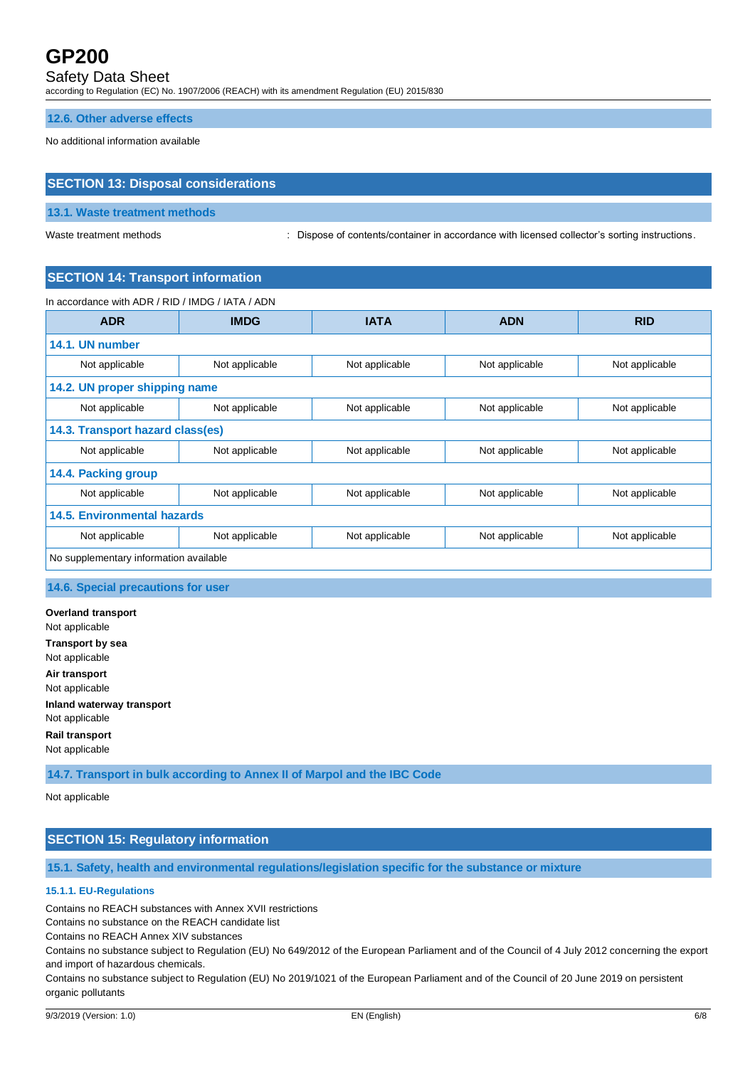### 12.6. Other adverse effects

No additional information available

## SECTION 13: Disposal considerations

### 13.1. Waste treatment methods

Waste treatment methods : Dispose of contents/container in accordance with licensed collector's sorting instructions.

## SECTION 14: Transport information

In accordance with ADR / RID / IMDG / IATA / ADN

| ADR | IMDG | IATA | ADN | RID |
|---|---|---|---|---|
| **14.1. UN number** | | | | |
| Not applicable | Not applicable | Not applicable | Not applicable | Not applicable |
| **14.2. UN proper shipping name** | | | | |
| Not applicable | Not applicable | Not applicable | Not applicable | Not applicable |
| **14.3. Transport hazard class(es)** | | | | |
| Not applicable | Not applicable | Not applicable | Not applicable | Not applicable |
| **14.4. Packing group** | | | | |
| Not applicable | Not applicable | Not applicable | Not applicable | Not applicable |
| **14.5. Environmental hazards** | | | | |
| Not applicable | Not applicable | Not applicable | Not applicable | Not applicable |
| No supplementary information available | | | | |

### 14.6. Special precautions for user

**Overland transport**
Not applicable

**Transport by sea**
Not applicable

**Air transport**
Not applicable

**Inland waterway transport**
Not applicable

**Rail transport**
Not applicable

### 14.7. Transport in bulk according to Annex II of Marpol and the IBC Code

Not applicable

## SECTION 15: Regulatory information

### 15.1. Safety, health and environmental regulations/legislation specific for the substance or mixture

#### 15.1.1. EU-Regulations

Contains no REACH substances with Annex XVII restrictions
Contains no substance on the REACH candidate list
Contains no REACH Annex XIV substances
Contains no substance subject to Regulation (EU) No 649/2012 of the European Parliament and of the Council of 4 July 2012 concerning the export and import of hazardous chemicals.
Contains no substance subject to Regulation (EU) No 2019/1021 of the European Parliament and of the Council of 20 June 2019 on persistent organic pollutants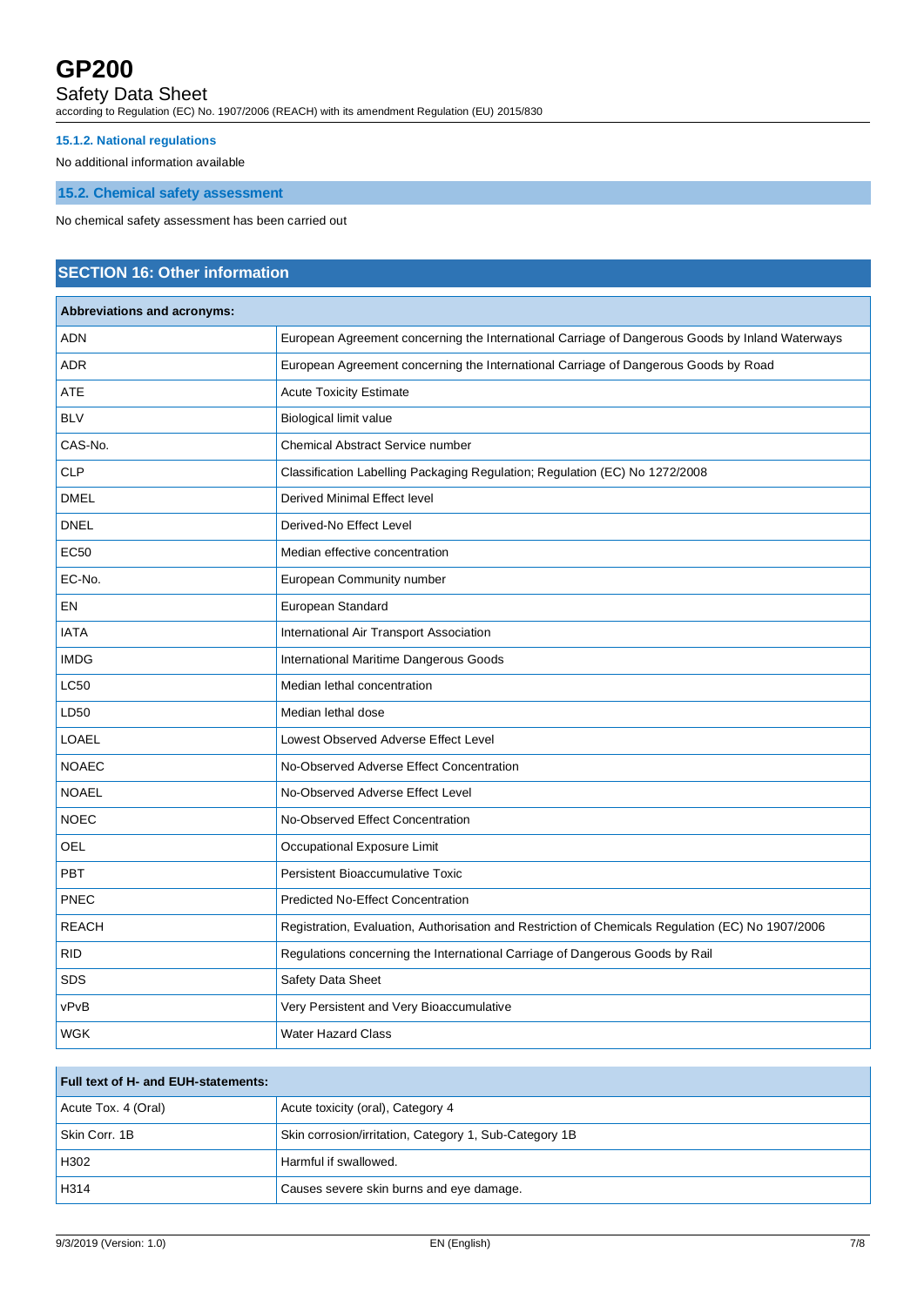#### 15.1.2. National regulations

No additional information available

### 15.2. Chemical safety assessment

No chemical safety assessment has been carried out

## SECTION 16: Other information

| Abbreviations and acronyms: | |
|---|---|
| ADN | European Agreement concerning the International Carriage of Dangerous Goods by Inland Waterways |
| ADR | European Agreement concerning the International Carriage of Dangerous Goods by Road |
| ATE | Acute Toxicity Estimate |
| BLV | Biological limit value |
| CAS-No. | Chemical Abstract Service number |
| CLP | Classification Labelling Packaging Regulation; Regulation (EC) No 1272/2008 |
| DMEL | Derived Minimal Effect level |
| DNEL | Derived-No Effect Level |
| EC50 | Median effective concentration |
| EC-No. | European Community number |
| EN | European Standard |
| IATA | International Air Transport Association |
| IMDG | International Maritime Dangerous Goods |
| LC50 | Median lethal concentration |
| LD50 | Median lethal dose |
| LOAEL | Lowest Observed Adverse Effect Level |
| NOAEC | No-Observed Adverse Effect Concentration |
| NOAEL | No-Observed Adverse Effect Level |
| NOEC | No-Observed Effect Concentration |
| OEL | Occupational Exposure Limit |
| PBT | Persistent Bioaccumulative Toxic |
| PNEC | Predicted No-Effect Concentration |
| REACH | Registration, Evaluation, Authorisation and Restriction of Chemicals Regulation (EC) No 1907/2006 |
| RID | Regulations concerning the International Carriage of Dangerous Goods by Rail |
| SDS | Safety Data Sheet |
| vPvB | Very Persistent and Very Bioaccumulative |
| WGK | Water Hazard Class |

| Full text of H- and EUH-statements: | |
|---|---|
| Acute Tox. 4 (Oral) | Acute toxicity (oral), Category 4 |
| Skin Corr. 1B | Skin corrosion/irritation, Category 1, Sub-Category 1B |
| H302 | Harmful if swallowed. |
| H314 | Causes severe skin burns and eye damage. |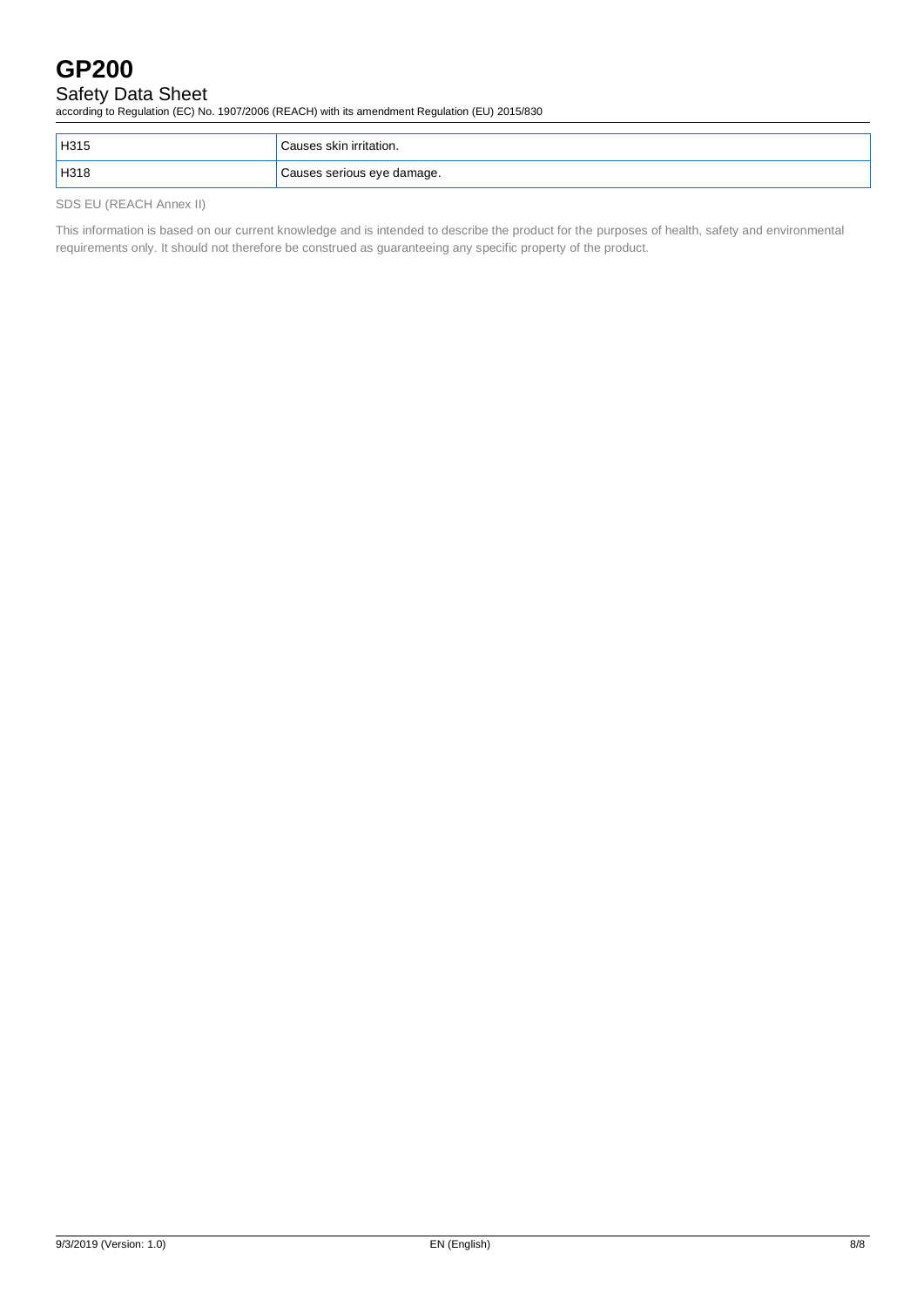| | |
|---|---|
| H315 | Causes skin irritation. |
| H318 | Causes serious eye damage. |

SDS EU (REACH Annex II)

This information is based on our current knowledge and is intended to describe the product for the purposes of health, safety and environmental requirements only. It should not therefore be construed as guaranteeing any specific property of the product.